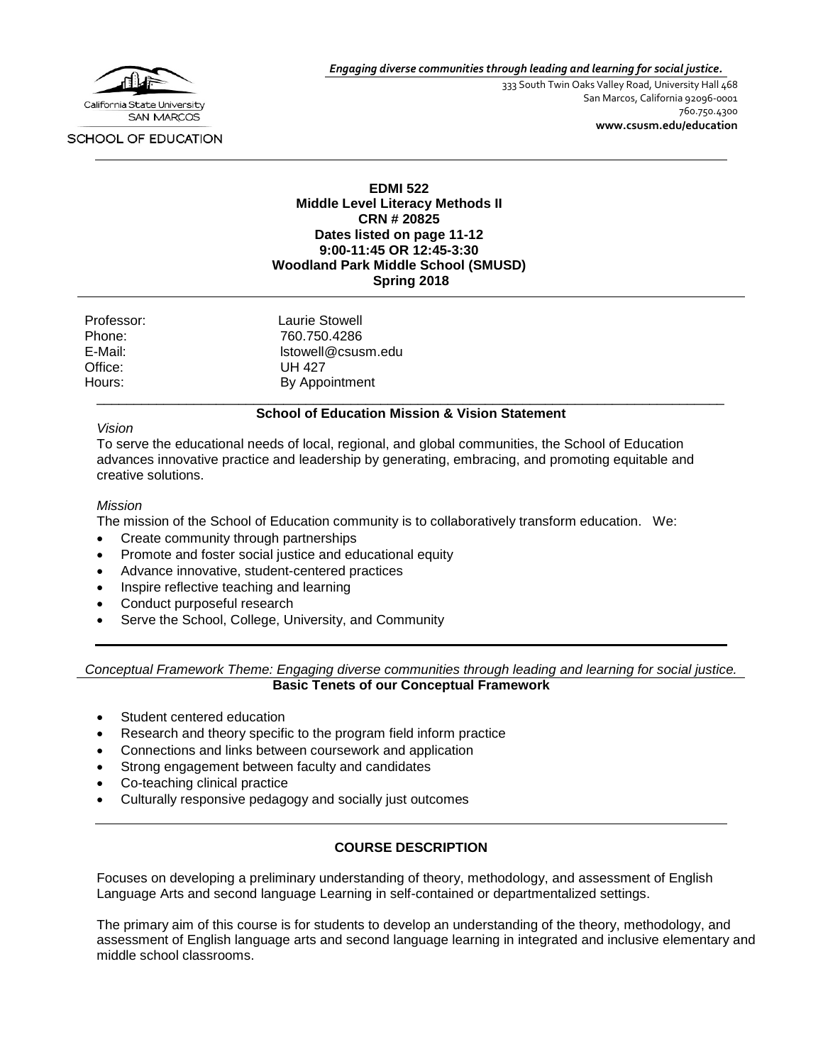California State University SAN MARCOS

SCHOOL OF EDUCATION

*Engaging diverse communities through leading and learning for social justice.*

333 South Twin Oaks Valley Road, University Hall 468
San Marcos, California 92096-0001
760.750.4300
**www.csusm.edu/education**

**EDMI 522**
**Middle Level Literacy Methods II**
**CRN # 20825**
**Dates listed on page 11-12**
**9:00-11:45 OR 12:45-3:30**
**Woodland Park Middle School (SMUSD)**
**Spring 2018**

| | |
|---|---|
| Professor: | Laurie Stowell |
| Phone: | 760.750.4286 |
| E-Mail: | lstowell@csusm.edu |
| Office: | UH 427 |
| Hours: | By Appointment |

## School of Education Mission & Vision Statement

*Vision*

To serve the educational needs of local, regional, and global communities, the School of Education advances innovative practice and leadership by generating, embracing, and promoting equitable and creative solutions.

*Mission*

The mission of the School of Education community is to collaboratively transform education. We:

- Create community through partnerships
- Promote and foster social justice and educational equity
- Advance innovative, student-centered practices
- Inspire reflective teaching and learning
- Conduct purposeful research
- Serve the School, College, University, and Community

*Conceptual Framework Theme: Engaging diverse communities through leading and learning for social justice.*

## Basic Tenets of our Conceptual Framework

- Student centered education
- Research and theory specific to the program field inform practice
- Connections and links between coursework and application
- Strong engagement between faculty and candidates
- Co-teaching clinical practice
- Culturally responsive pedagogy and socially just outcomes

## COURSE DESCRIPTION

Focuses on developing a preliminary understanding of theory, methodology, and assessment of English Language Arts and second language Learning in self-contained or departmentalized settings.

The primary aim of this course is for students to develop an understanding of the theory, methodology, and assessment of English language arts and second language learning in integrated and inclusive elementary and middle school classrooms.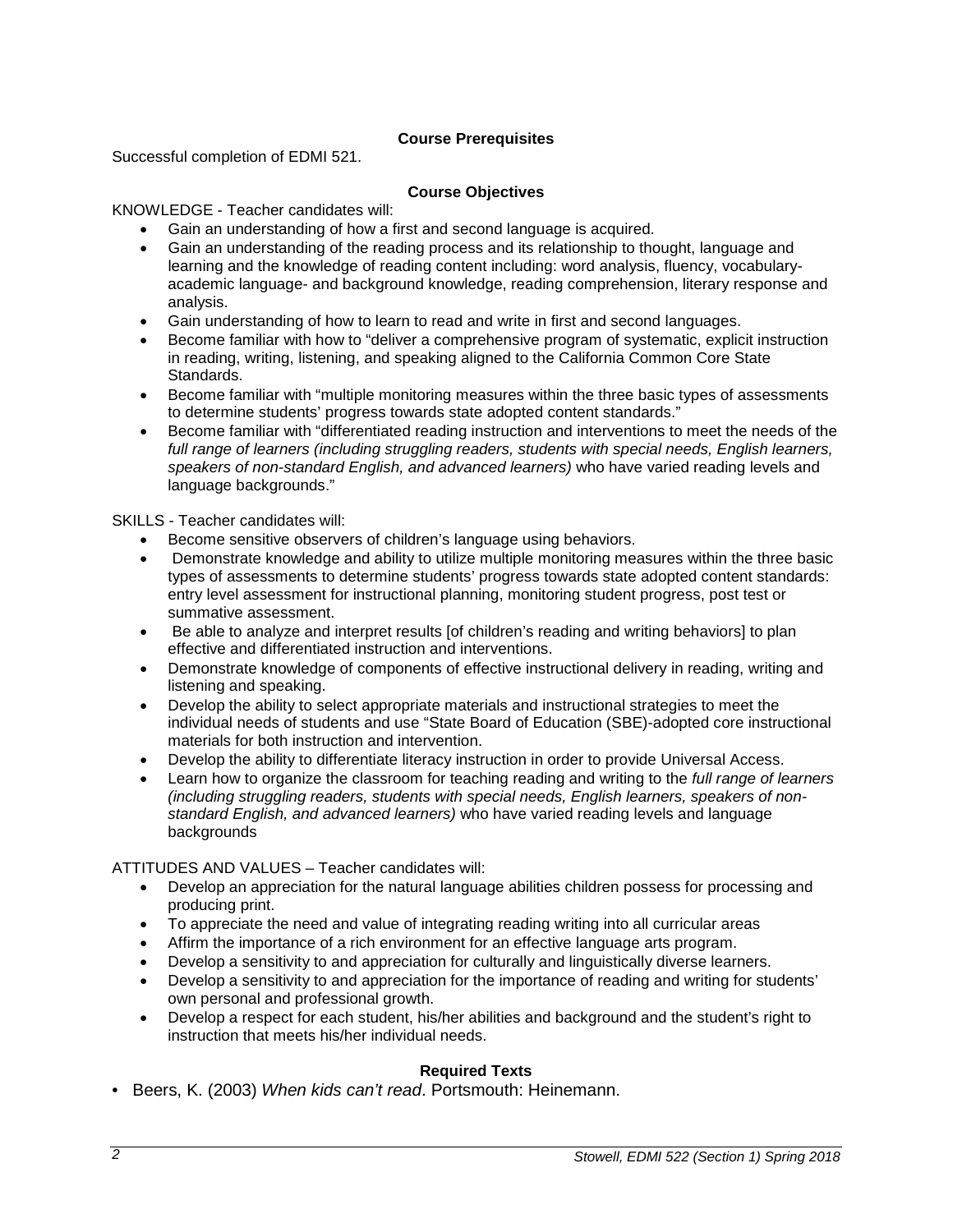## Course Prerequisites

Successful completion of EDMI 521.

## Course Objectives

KNOWLEDGE - Teacher candidates will:

- Gain an understanding of how a first and second language is acquired.
- Gain an understanding of the reading process and its relationship to thought, language and learning and the knowledge of reading content including: word analysis, fluency, vocabulary-academic language- and background knowledge, reading comprehension, literary response and analysis.
- Gain understanding of how to learn to read and write in first and second languages.
- Become familiar with how to "deliver a comprehensive program of systematic, explicit instruction in reading, writing, listening, and speaking aligned to the California Common Core State Standards.
- Become familiar with "multiple monitoring measures within the three basic types of assessments to determine students' progress towards state adopted content standards."
- Become familiar with "differentiated reading instruction and interventions to meet the needs of the *full range of learners (including struggling readers, students with special needs, English learners, speakers of non-standard English, and advanced learners)* who have varied reading levels and language backgrounds."

SKILLS - Teacher candidates will:

- Become sensitive observers of children's language using behaviors.
- Demonstrate knowledge and ability to utilize multiple monitoring measures within the three basic types of assessments to determine students' progress towards state adopted content standards: entry level assessment for instructional planning, monitoring student progress, post test or summative assessment.
- Be able to analyze and interpret results [of children's reading and writing behaviors] to plan effective and differentiated instruction and interventions.
- Demonstrate knowledge of components of effective instructional delivery in reading, writing and listening and speaking.
- Develop the ability to select appropriate materials and instructional strategies to meet the individual needs of students and use "State Board of Education (SBE)-adopted core instructional materials for both instruction and intervention.
- Develop the ability to differentiate literacy instruction in order to provide Universal Access.
- Learn how to organize the classroom for teaching reading and writing to the *full range of learners (including struggling readers, students with special needs, English learners, speakers of non-standard English, and advanced learners)* who have varied reading levels and language backgrounds

ATTITUDES AND VALUES – Teacher candidates will:

- Develop an appreciation for the natural language abilities children possess for processing and producing print.
- To appreciate the need and value of integrating reading writing into all curricular areas
- Affirm the importance of a rich environment for an effective language arts program.
- Develop a sensitivity to and appreciation for culturally and linguistically diverse learners.
- Develop a sensitivity to and appreciation for the importance of reading and writing for students' own personal and professional growth.
- Develop a respect for each student, his/her abilities and background and the student's right to instruction that meets his/her individual needs.

## Required Texts

- Beers, K. (2003) *When kids can't read*. Portsmouth: Heinemann.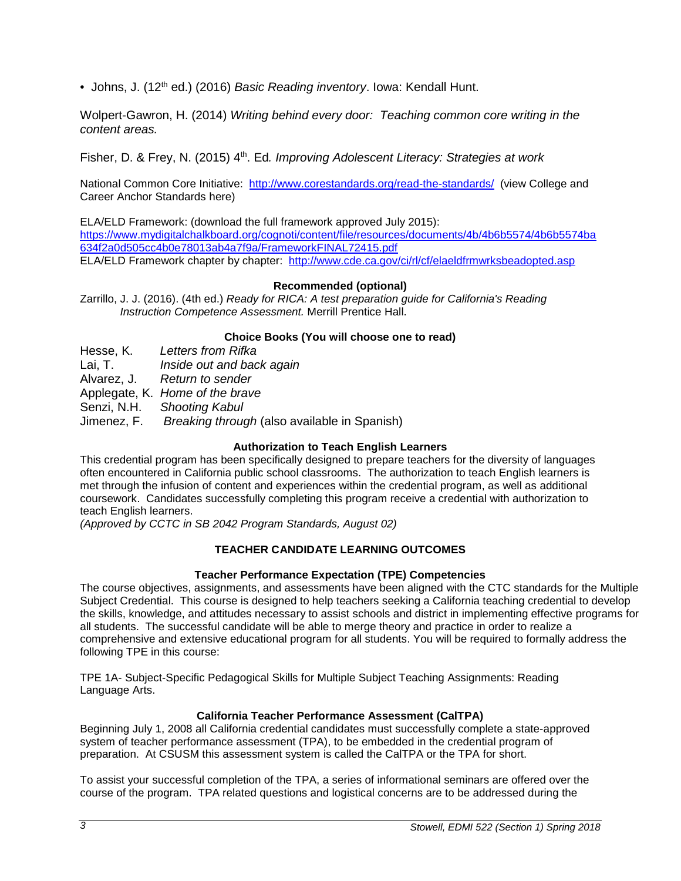- Johns, J. (12th ed.) (2016) *Basic Reading inventory*. Iowa: Kendall Hunt.

Wolpert-Gawron, H. (2014) *Writing behind every door: Teaching common core writing in the content areas.*

Fisher, D. & Frey, N. (2015) 4th. Ed*. Improving Adolescent Literacy: Strategies at work*

National Common Core Initiative: http://www.corestandards.org/read-the-standards/ (view College and Career Anchor Standards here)

ELA/ELD Framework: (download the full framework approved July 2015): https://www.mydigitalchalkboard.org/cognoti/content/file/resources/documents/4b/4b6b5574/4b6b5574ba634f2a0d505cc4b0e78013ab4a7f9a/FrameworkFINAL72415.pdf
ELA/ELD Framework chapter by chapter: http://www.cde.ca.gov/ci/rl/cf/elaeldfrmwrksbeadopted.asp

**Recommended (optional)**

Zarrillo, J. J. (2016). (4th ed.) *Ready for RICA: A test preparation guide for California's Reading Instruction Competence Assessment.* Merrill Prentice Hall.

**Choice Books (You will choose one to read)**

Hesse, K. *Letters from Rifka*
Lai, T. *Inside out and back again*
Alvarez, J. *Return to sender*
Applegate, K. *Home of the brave*
Senzi, N.H. *Shooting Kabul*
Jimenez, F. *Breaking through* (also available in Spanish)

**Authorization to Teach English Learners**

This credential program has been specifically designed to prepare teachers for the diversity of languages often encountered in California public school classrooms. The authorization to teach English learners is met through the infusion of content and experiences within the credential program, as well as additional coursework. Candidates successfully completing this program receive a credential with authorization to teach English learners.
*(Approved by CCTC in SB 2042 Program Standards, August 02)*

## TEACHER CANDIDATE LEARNING OUTCOMES

**Teacher Performance Expectation (TPE) Competencies**

The course objectives, assignments, and assessments have been aligned with the CTC standards for the Multiple Subject Credential. This course is designed to help teachers seeking a California teaching credential to develop the skills, knowledge, and attitudes necessary to assist schools and district in implementing effective programs for all students. The successful candidate will be able to merge theory and practice in order to realize a comprehensive and extensive educational program for all students. You will be required to formally address the following TPE in this course:

TPE 1A- Subject-Specific Pedagogical Skills for Multiple Subject Teaching Assignments: Reading Language Arts.

**California Teacher Performance Assessment (CalTPA)**

Beginning July 1, 2008 all California credential candidates must successfully complete a state-approved system of teacher performance assessment (TPA), to be embedded in the credential program of preparation. At CSUSM this assessment system is called the CalTPA or the TPA for short.

To assist your successful completion of the TPA, a series of informational seminars are offered over the course of the program. TPA related questions and logistical concerns are to be addressed during the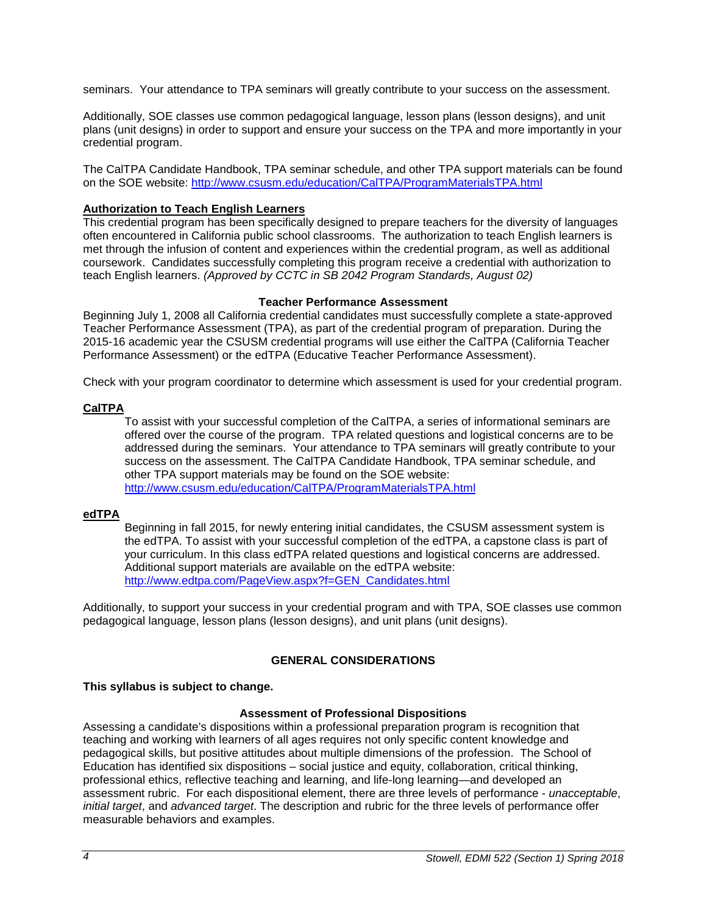seminars. Your attendance to TPA seminars will greatly contribute to your success on the assessment.

Additionally, SOE classes use common pedagogical language, lesson plans (lesson designs), and unit plans (unit designs) in order to support and ensure your success on the TPA and more importantly in your credential program.

The CalTPA Candidate Handbook, TPA seminar schedule, and other TPA support materials can be found on the SOE website: http://www.csusm.edu/education/CalTPA/ProgramMaterialsTPA.html

**Authorization to Teach English Learners**

This credential program has been specifically designed to prepare teachers for the diversity of languages often encountered in California public school classrooms. The authorization to teach English learners is met through the infusion of content and experiences within the credential program, as well as additional coursework. Candidates successfully completing this program receive a credential with authorization to teach English learners. *(Approved by CCTC in SB 2042 Program Standards, August 02)*

### Teacher Performance Assessment

Beginning July 1, 2008 all California credential candidates must successfully complete a state-approved Teacher Performance Assessment (TPA), as part of the credential program of preparation. During the 2015-16 academic year the CSUSM credential programs will use either the CalTPA (California Teacher Performance Assessment) or the edTPA (Educative Teacher Performance Assessment).

Check with your program coordinator to determine which assessment is used for your credential program.

**CalTPA**

To assist with your successful completion of the CalTPA, a series of informational seminars are offered over the course of the program. TPA related questions and logistical concerns are to be addressed during the seminars. Your attendance to TPA seminars will greatly contribute to your success on the assessment. The CalTPA Candidate Handbook, TPA seminar schedule, and other TPA support materials may be found on the SOE website: http://www.csusm.edu/education/CalTPA/ProgramMaterialsTPA.html

**edTPA**

Beginning in fall 2015, for newly entering initial candidates, the CSUSM assessment system is the edTPA. To assist with your successful completion of the edTPA, a capstone class is part of your curriculum. In this class edTPA related questions and logistical concerns are addressed. Additional support materials are available on the edTPA website: http://www.edtpa.com/PageView.aspx?f=GEN_Candidates.html

Additionally, to support your success in your credential program and with TPA, SOE classes use common pedagogical language, lesson plans (lesson designs), and unit plans (unit designs).

## GENERAL CONSIDERATIONS

**This syllabus is subject to change.**

### Assessment of Professional Dispositions

Assessing a candidate's dispositions within a professional preparation program is recognition that teaching and working with learners of all ages requires not only specific content knowledge and pedagogical skills, but positive attitudes about multiple dimensions of the profession. The School of Education has identified six dispositions – social justice and equity, collaboration, critical thinking, professional ethics, reflective teaching and learning, and life-long learning—and developed an assessment rubric. For each dispositional element, there are three levels of performance - *unacceptable*, *initial target*, and *advanced target*. The description and rubric for the three levels of performance offer measurable behaviors and examples.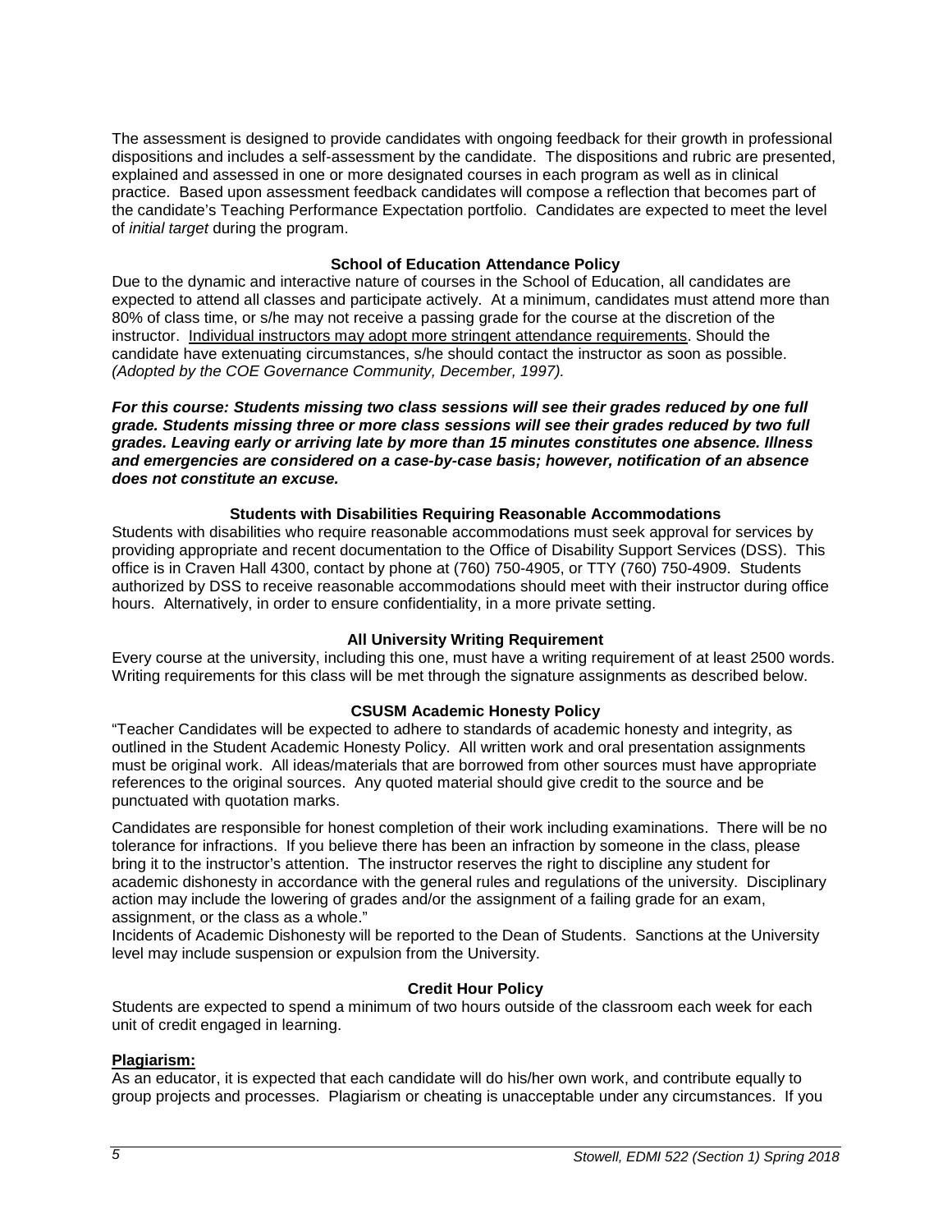The assessment is designed to provide candidates with ongoing feedback for their growth in professional dispositions and includes a self-assessment by the candidate. The dispositions and rubric are presented, explained and assessed in one or more designated courses in each program as well as in clinical practice. Based upon assessment feedback candidates will compose a reflection that becomes part of the candidate's Teaching Performance Expectation portfolio. Candidates are expected to meet the level of *initial target* during the program.

### School of Education Attendance Policy

Due to the dynamic and interactive nature of courses in the School of Education, all candidates are expected to attend all classes and participate actively. At a minimum, candidates must attend more than 80% of class time, or s/he may not receive a passing grade for the course at the discretion of the instructor. Individual instructors may adopt more stringent attendance requirements. Should the candidate have extenuating circumstances, s/he should contact the instructor as soon as possible. *(Adopted by the COE Governance Community, December, 1997).*

***For this course: Students missing two class sessions will see their grades reduced by one full grade. Students missing three or more class sessions will see their grades reduced by two full grades. Leaving early or arriving late by more than 15 minutes constitutes one absence. Illness and emergencies are considered on a case-by-case basis; however, notification of an absence does not constitute an excuse.***

### Students with Disabilities Requiring Reasonable Accommodations

Students with disabilities who require reasonable accommodations must seek approval for services by providing appropriate and recent documentation to the Office of Disability Support Services (DSS). This office is in Craven Hall 4300, contact by phone at (760) 750-4905, or TTY (760) 750-4909. Students authorized by DSS to receive reasonable accommodations should meet with their instructor during office hours. Alternatively, in order to ensure confidentiality, in a more private setting.

### All University Writing Requirement

Every course at the university, including this one, must have a writing requirement of at least 2500 words. Writing requirements for this class will be met through the signature assignments as described below.

### CSUSM Academic Honesty Policy

"Teacher Candidates will be expected to adhere to standards of academic honesty and integrity, as outlined in the Student Academic Honesty Policy. All written work and oral presentation assignments must be original work. All ideas/materials that are borrowed from other sources must have appropriate references to the original sources. Any quoted material should give credit to the source and be punctuated with quotation marks.

Candidates are responsible for honest completion of their work including examinations. There will be no tolerance for infractions. If you believe there has been an infraction by someone in the class, please bring it to the instructor's attention. The instructor reserves the right to discipline any student for academic dishonesty in accordance with the general rules and regulations of the university. Disciplinary action may include the lowering of grades and/or the assignment of a failing grade for an exam, assignment, or the class as a whole."

Incidents of Academic Dishonesty will be reported to the Dean of Students. Sanctions at the University level may include suspension or expulsion from the University.

### Credit Hour Policy

Students are expected to spend a minimum of two hours outside of the classroom each week for each unit of credit engaged in learning.

#### Plagiarism:

As an educator, it is expected that each candidate will do his/her own work, and contribute equally to group projects and processes. Plagiarism or cheating is unacceptable under any circumstances. If you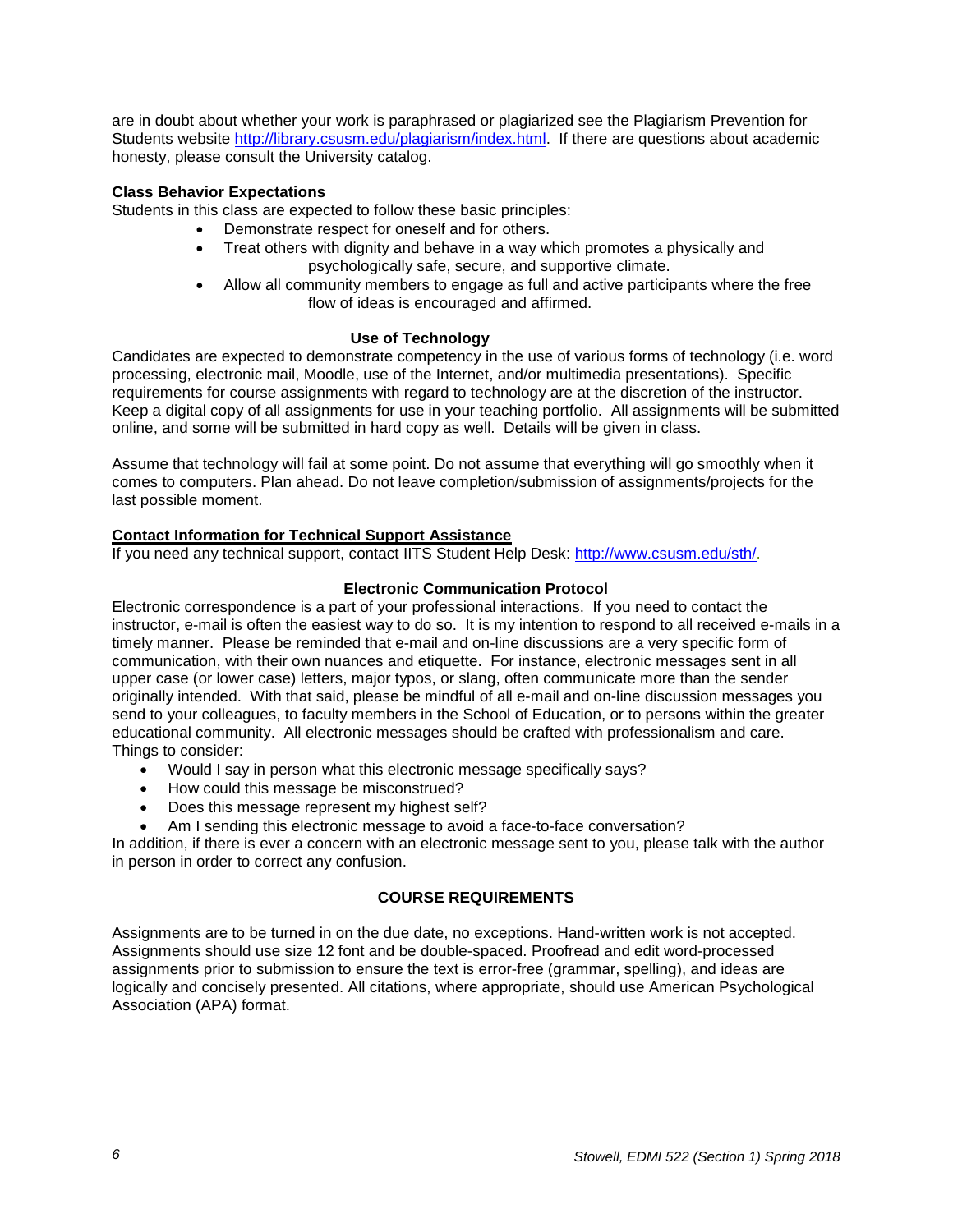are in doubt about whether your work is paraphrased or plagiarized see the Plagiarism Prevention for Students website http://library.csusm.edu/plagiarism/index.html. If there are questions about academic honesty, please consult the University catalog.

**Class Behavior Expectations**

Students in this class are expected to follow these basic principles:

- Demonstrate respect for oneself and for others.
- Treat others with dignity and behave in a way which promotes a physically and psychologically safe, secure, and supportive climate.
- Allow all community members to engage as full and active participants where the free flow of ideas is encouraged and affirmed.

**Use of Technology**

Candidates are expected to demonstrate competency in the use of various forms of technology (i.e. word processing, electronic mail, Moodle, use of the Internet, and/or multimedia presentations). Specific requirements for course assignments with regard to technology are at the discretion of the instructor. Keep a digital copy of all assignments for use in your teaching portfolio. All assignments will be submitted online, and some will be submitted in hard copy as well. Details will be given in class.

Assume that technology will fail at some point. Do not assume that everything will go smoothly when it comes to computers. Plan ahead. Do not leave completion/submission of assignments/projects for the last possible moment.

**Contact Information for Technical Support Assistance**

If you need any technical support, contact IITS Student Help Desk: http://www.csusm.edu/sth/.

**Electronic Communication Protocol**

Electronic correspondence is a part of your professional interactions. If you need to contact the instructor, e-mail is often the easiest way to do so. It is my intention to respond to all received e-mails in a timely manner. Please be reminded that e-mail and on-line discussions are a very specific form of communication, with their own nuances and etiquette. For instance, electronic messages sent in all upper case (or lower case) letters, major typos, or slang, often communicate more than the sender originally intended. With that said, please be mindful of all e-mail and on-line discussion messages you send to your colleagues, to faculty members in the School of Education, or to persons within the greater educational community. All electronic messages should be crafted with professionalism and care. Things to consider:

- Would I say in person what this electronic message specifically says?
- How could this message be misconstrued?
- Does this message represent my highest self?
- Am I sending this electronic message to avoid a face-to-face conversation?

In addition, if there is ever a concern with an electronic message sent to you, please talk with the author in person in order to correct any confusion.

## COURSE REQUIREMENTS

Assignments are to be turned in on the due date, no exceptions. Hand-written work is not accepted. Assignments should use size 12 font and be double-spaced. Proofread and edit word-processed assignments prior to submission to ensure the text is error-free (grammar, spelling), and ideas are logically and concisely presented. All citations, where appropriate, should use American Psychological Association (APA) format.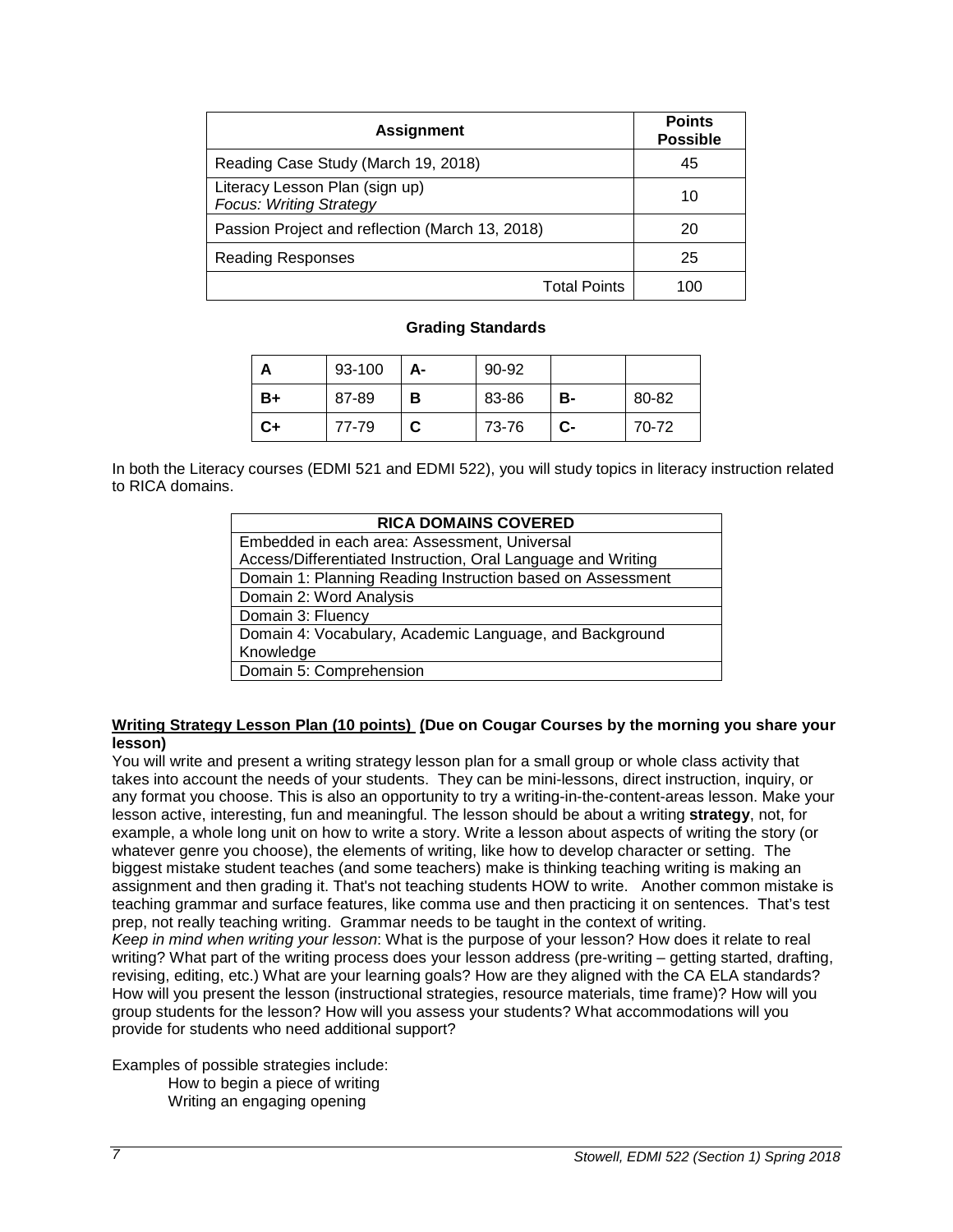| Assignment | Points Possible |
|---|---|
| Reading Case Study (March 19, 2018) | 45 |
| Literacy Lesson Plan (sign up) *Focus: Writing Strategy* | 10 |
| Passion Project and reflection (March 13, 2018) | 20 |
| Reading Responses | 25 |
| Total Points | 100 |

**Grading Standards**

| | | | | | |
|---|---|---|---|---|---|
| **A** | 93-100 | **A-** | 90-92 | | |
| **B+** | 87-89 | **B** | 83-86 | **B-** | 80-82 |
| **C+** | 77-79 | **C** | 73-76 | **C-** | 70-72 |

In both the Literacy courses (EDMI 521 and EDMI 522), you will study topics in literacy instruction related to RICA domains.

| RICA DOMAINS COVERED |
|---|
| Embedded in each area: Assessment, Universal Access/Differentiated Instruction, Oral Language and Writing |
| Domain 1: Planning Reading Instruction based on Assessment |
| Domain 2: Word Analysis |
| Domain 3: Fluency |
| Domain 4: Vocabulary, Academic Language, and Background Knowledge |
| Domain 5: Comprehension |

**Writing Strategy Lesson Plan (10 points) (Due on Cougar Courses by the morning you share your lesson)**

You will write and present a writing strategy lesson plan for a small group or whole class activity that takes into account the needs of your students. They can be mini-lessons, direct instruction, inquiry, or any format you choose. This is also an opportunity to try a writing-in-the-content-areas lesson. Make your lesson active, interesting, fun and meaningful. The lesson should be about a writing **strategy**, not, for example, a whole long unit on how to write a story. Write a lesson about aspects of writing the story (or whatever genre you choose), the elements of writing, like how to develop character or setting. The biggest mistake student teaches (and some teachers) make is thinking teaching writing is making an assignment and then grading it. That's not teaching students HOW to write. Another common mistake is teaching grammar and surface features, like comma use and then practicing it on sentences. That's test prep, not really teaching writing. Grammar needs to be taught in the context of writing.

*Keep in mind when writing your lesson*: What is the purpose of your lesson? How does it relate to real writing? What part of the writing process does your lesson address (pre-writing – getting started, drafting, revising, editing, etc.) What are your learning goals? How are they aligned with the CA ELA standards? How will you present the lesson (instructional strategies, resource materials, time frame)? How will you group students for the lesson? How will you assess your students? What accommodations will you provide for students who need additional support?

Examples of possible strategies include:

- How to begin a piece of writing
- Writing an engaging opening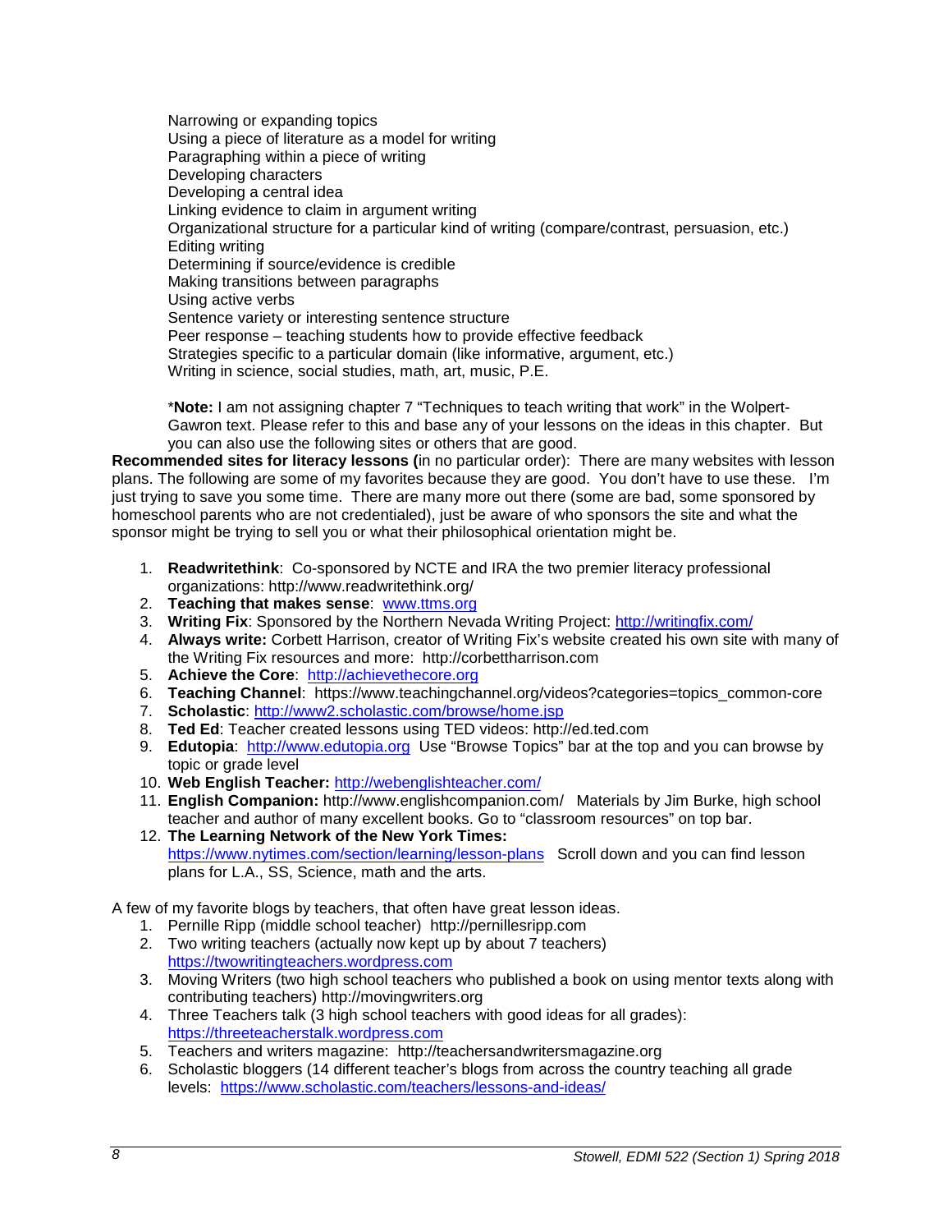Narrowing or expanding topics
Using a piece of literature as a model for writing
Paragraphing within a piece of writing
Developing characters
Developing a central idea
Linking evidence to claim in argument writing
Organizational structure for a particular kind of writing (compare/contrast, persuasion, etc.)
Editing writing
Determining if source/evidence is credible
Making transitions between paragraphs
Using active verbs
Sentence variety or interesting sentence structure
Peer response – teaching students how to provide effective feedback
Strategies specific to a particular domain (like informative, argument, etc.)
Writing in science, social studies, math, art, music, P.E.

*__Note:__ I am not assigning chapter 7 "Techniques to teach writing that work" in the Wolpert-Gawron text. Please refer to this and base any of your lessons on the ideas in this chapter. But you can also use the following sites or others that are good.

**Recommended sites for literacy lessons (**in no particular order): There are many websites with lesson plans. The following are some of my favorites because they are good. You don't have to use these. I'm just trying to save you some time. There are many more out there (some are bad, some sponsored by homeschool parents who are not credentialed), just be aware of who sponsors the site and what the sponsor might be trying to sell you or what their philosophical orientation might be.

1. **Readwritethink**: Co-sponsored by NCTE and IRA the two premier literacy professional organizations: http://www.readwritethink.org/
2. **Teaching that makes sense**: www.ttms.org
3. **Writing Fix**: Sponsored by the Northern Nevada Writing Project: http://writingfix.com/
4. **Always write:** Corbett Harrison, creator of Writing Fix's website created his own site with many of the Writing Fix resources and more: http://corbettharrison.com
5. **Achieve the Core**: http://achievethecore.org
6. **Teaching Channel**: https://www.teachingchannel.org/videos?categories=topics_common-core
7. **Scholastic**: http://www2.scholastic.com/browse/home.jsp
8. **Ted Ed**: Teacher created lessons using TED videos: http://ed.ted.com
9. **Edutopia**: http://www.edutopia.org Use "Browse Topics" bar at the top and you can browse by topic or grade level
10. **Web English Teacher:** http://webenglishteacher.com/
11. **English Companion:** http://www.englishcompanion.com/ Materials by Jim Burke, high school teacher and author of many excellent books. Go to "classroom resources" on top bar.
12. **The Learning Network of the New York Times:** https://www.nytimes.com/section/learning/lesson-plans Scroll down and you can find lesson plans for L.A., SS, Science, math and the arts.

A few of my favorite blogs by teachers, that often have great lesson ideas.

1. Pernille Ripp (middle school teacher) http://pernillesripp.com
2. Two writing teachers (actually now kept up by about 7 teachers) https://twowritingteachers.wordpress.com
3. Moving Writers (two high school teachers who published a book on using mentor texts along with contributing teachers) http://movingwriters.org
4. Three Teachers talk (3 high school teachers with good ideas for all grades): https://threeteacherstalk.wordpress.com
5. Teachers and writers magazine: http://teachersandwritersmagazine.org
6. Scholastic bloggers (14 different teacher's blogs from across the country teaching all grade levels: https://www.scholastic.com/teachers/lessons-and-ideas/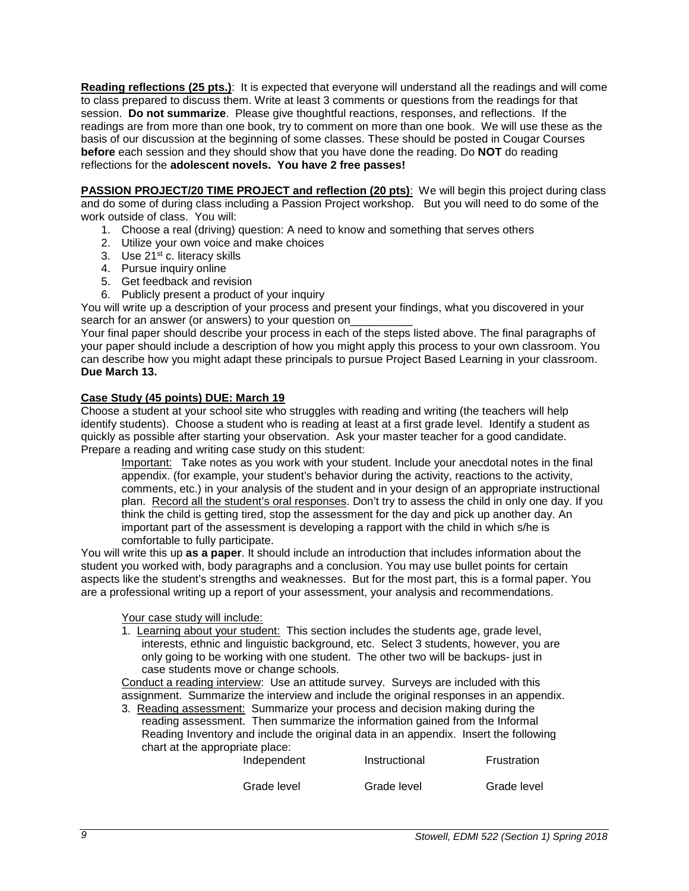**Reading reflections (25 pts.)**: It is expected that everyone will understand all the readings and will come to class prepared to discuss them. Write at least 3 comments or questions from the readings for that session. **Do not summarize**. Please give thoughtful reactions, responses, and reflections. If the readings are from more than one book, try to comment on more than one book. We will use these as the basis of our discussion at the beginning of some classes. These should be posted in Cougar Courses **before** each session and they should show that you have done the reading. Do **NOT** do reading reflections for the **adolescent novels. You have 2 free passes!**

**PASSION PROJECT/20 TIME PROJECT and reflection (20 pts)**: We will begin this project during class and do some of during class including a Passion Project workshop. But you will need to do some of the work outside of class. You will:

1. Choose a real (driving) question: A need to know and something that serves others
2. Utilize your own voice and make choices
3. Use 21st c. literacy skills
4. Pursue inquiry online
5. Get feedback and revision
6. Publicly present a product of your inquiry

You will write up a description of your process and present your findings, what you discovered in your search for an answer (or answers) to your question on__________

Your final paper should describe your process in each of the steps listed above. The final paragraphs of your paper should include a description of how you might apply this process to your own classroom. You can describe how you might adapt these principals to pursue Project Based Learning in your classroom. **Due March 13.**

**Case Study (45 points) DUE: March 19**

Choose a student at your school site who struggles with reading and writing (the teachers will help identify students). Choose a student who is reading at least at a first grade level. Identify a student as quickly as possible after starting your observation. Ask your master teacher for a good candidate. Prepare a reading and writing case study on this student:

> Important: Take notes as you work with your student. Include your anecdotal notes in the final appendix. (for example, your student's behavior during the activity, reactions to the activity, comments, etc.) in your analysis of the student and in your design of an appropriate instructional plan. Record all the student's oral responses. Don't try to assess the child in only one day. If you think the child is getting tired, stop the assessment for the day and pick up another day. An important part of the assessment is developing a rapport with the child in which s/he is comfortable to fully participate.

You will write this up **as a paper**. It should include an introduction that includes information about the student you worked with, body paragraphs and a conclusion. You may use bullet points for certain aspects like the student's strengths and weaknesses. But for the most part, this is a formal paper. You are a professional writing up a report of your assessment, your analysis and recommendations.

Your case study will include:

1. Learning about your student: This section includes the students age, grade level, interests, ethnic and linguistic background, etc. Select 3 students, however, you are only going to be working with one student. The other two will be backups- just in case students move or change schools.

Conduct a reading interview: Use an attitude survey. Surveys are included with this assignment. Summarize the interview and include the original responses in an appendix.

3. Reading assessment: Summarize your process and decision making during the reading assessment. Then summarize the information gained from the Informal Reading Inventory and include the original data in an appendix. Insert the following chart at the appropriate place:

| Independent | Instructional | Frustration |
|---|---|---|
| Grade level | Grade level | Grade level |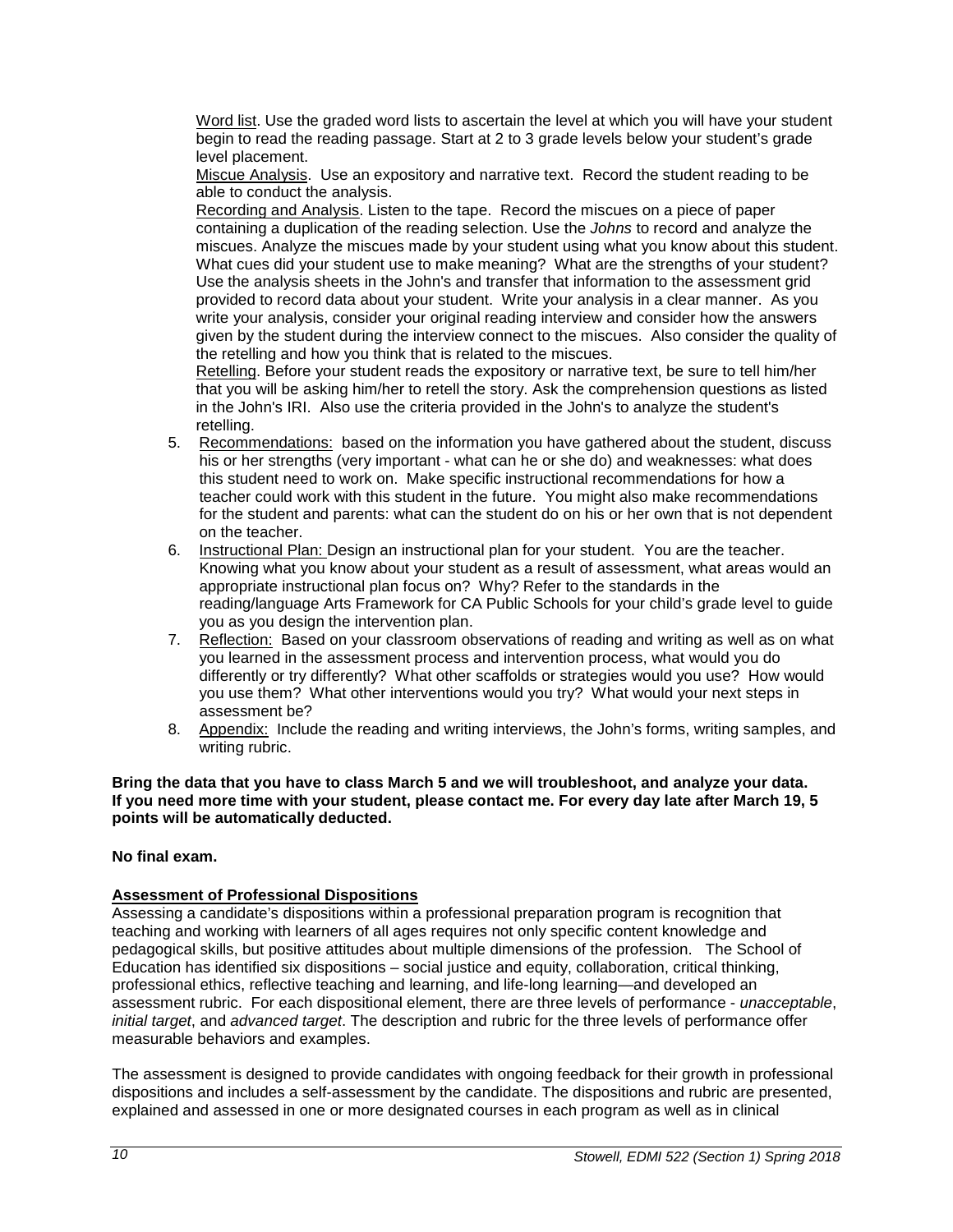Word list. Use the graded word lists to ascertain the level at which you will have your student begin to read the reading passage. Start at 2 to 3 grade levels below your student's grade level placement.

Miscue Analysis. Use an expository and narrative text. Record the student reading to be able to conduct the analysis.

Recording and Analysis. Listen to the tape. Record the miscues on a piece of paper containing a duplication of the reading selection. Use the *Johns* to record and analyze the miscues. Analyze the miscues made by your student using what you know about this student. What cues did your student use to make meaning? What are the strengths of your student? Use the analysis sheets in the John's and transfer that information to the assessment grid provided to record data about your student. Write your analysis in a clear manner. As you write your analysis, consider your original reading interview and consider how the answers given by the student during the interview connect to the miscues. Also consider the quality of the retelling and how you think that is related to the miscues.

Retelling. Before your student reads the expository or narrative text, be sure to tell him/her that you will be asking him/her to retell the story. Ask the comprehension questions as listed in the John's IRI. Also use the criteria provided in the John's to analyze the student's retelling.

5. Recommendations: based on the information you have gathered about the student, discuss his or her strengths (very important - what can he or she do) and weaknesses: what does this student need to work on. Make specific instructional recommendations for how a teacher could work with this student in the future. You might also make recommendations for the student and parents: what can the student do on his or her own that is not dependent on the teacher.
6. Instructional Plan: Design an instructional plan for your student. You are the teacher. Knowing what you know about your student as a result of assessment, what areas would an appropriate instructional plan focus on? Why? Refer to the standards in the reading/language Arts Framework for CA Public Schools for your child's grade level to guide you as you design the intervention plan.
7. Reflection: Based on your classroom observations of reading and writing as well as on what you learned in the assessment process and intervention process, what would you do differently or try differently? What other scaffolds or strategies would you use? How would you use them? What other interventions would you try? What would your next steps in assessment be?
8. Appendix: Include the reading and writing interviews, the John's forms, writing samples, and writing rubric.

**Bring the data that you have to class March 5 and we will troubleshoot, and analyze your data. If you need more time with your student, please contact me. For every day late after March 19, 5 points will be automatically deducted.**

**No final exam.**

## Assessment of Professional Dispositions

Assessing a candidate's dispositions within a professional preparation program is recognition that teaching and working with learners of all ages requires not only specific content knowledge and pedagogical skills, but positive attitudes about multiple dimensions of the profession. The School of Education has identified six dispositions – social justice and equity, collaboration, critical thinking, professional ethics, reflective teaching and learning, and life-long learning—and developed an assessment rubric. For each dispositional element, there are three levels of performance - *unacceptable*, *initial target*, and *advanced target*. The description and rubric for the three levels of performance offer measurable behaviors and examples.

The assessment is designed to provide candidates with ongoing feedback for their growth in professional dispositions and includes a self-assessment by the candidate. The dispositions and rubric are presented, explained and assessed in one or more designated courses in each program as well as in clinical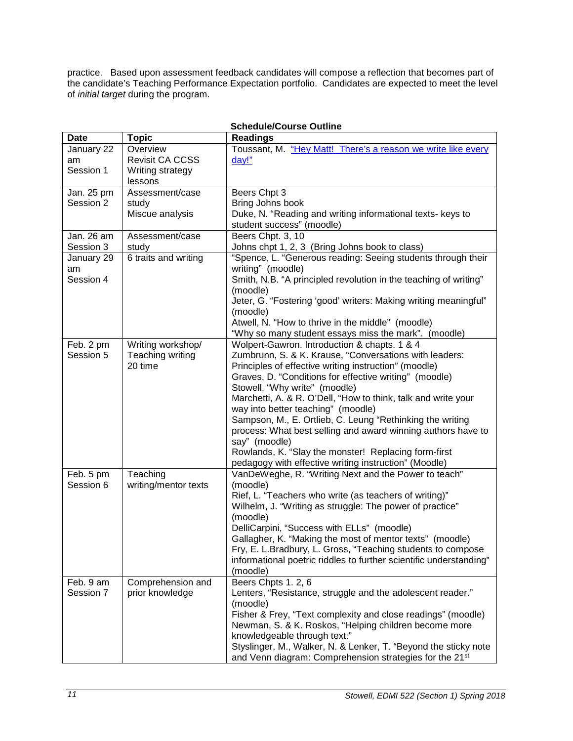practice. Based upon assessment feedback candidates will compose a reflection that becomes part of the candidate's Teaching Performance Expectation portfolio. Candidates are expected to meet the level of *initial target* during the program.

**Schedule/Course Outline**

| Date | Topic | Readings |
|---|---|---|
| January 22 am Session 1 | Overview Revisit CA CCSS Writing strategy lessons | Toussant, M. "Hey Matt! There's a reason we write like every day!" |
| Jan. 25 pm Session 2 | Assessment/case study Miscue analysis | Beers Chpt 3<br>Bring Johns book<br>Duke, N. "Reading and writing informational texts- keys to student success" (moodle) |
| Jan. 26 am Session 3 | Assessment/case study | Beers Chpt. 3, 10<br>Johns chpt 1, 2, 3 (Bring Johns book to class) |
| January 29 am Session 4 | 6 traits and writing | "Spence, L. "Generous reading: Seeing students through their writing" (moodle)<br>Smith, N.B. "A principled revolution in the teaching of writing" (moodle)<br>Jeter, G. "Fostering 'good' writers: Making writing meaningful" (moodle)<br>Atwell, N. "How to thrive in the middle" (moodle)<br>"Why so many student essays miss the mark". (moodle) |
| Feb. 2 pm Session 5 | Writing workshop/ Teaching writing 20 time | Wolpert-Gawron. Introduction & chapts. 1 & 4<br>Zumbrunn, S. & K. Krause, "Conversations with leaders: Principles of effective writing instruction" (moodle)<br>Graves, D. "Conditions for effective writing" (moodle)<br>Stowell, "Why write" (moodle)<br>Marchetti, A. & R. O'Dell, "How to think, talk and write your way into better teaching" (moodle)<br>Sampson, M., E. Ortlieb, C. Leung "Rethinking the writing process: What best selling and award winning authors have to say" (moodle)<br>Rowlands, K. "Slay the monster! Replacing form-first pedagogy with effective writing instruction" (Moodle) |
| Feb. 5 pm Session 6 | Teaching writing/mentor texts | VanDeWeghe, R. "Writing Next and the Power to teach" (moodle)<br>Rief, L. "Teachers who write (as teachers of writing)"<br>Wilhelm, J. "Writing as struggle: The power of practice" (moodle)<br>DelliCarpini, "Success with ELLs" (moodle)<br>Gallagher, K. "Making the most of mentor texts" (moodle)<br>Fry, E. L.Bradbury, L. Gross, "Teaching students to compose informational poetric riddles to further scientific understanding" (moodle) |
| Feb. 9 am Session 7 | Comprehension and prior knowledge | Beers Chpts 1. 2, 6<br>Lenters, "Resistance, struggle and the adolescent reader." (moodle)<br>Fisher & Frey, "Text complexity and close readings" (moodle)<br>Newman, S. & K. Roskos, "Helping children become more knowledgeable through text."<br>Styslinger, M., Walker, N. & Lenker, T. "Beyond the sticky note and Venn diagram: Comprehension strategies for the 21st |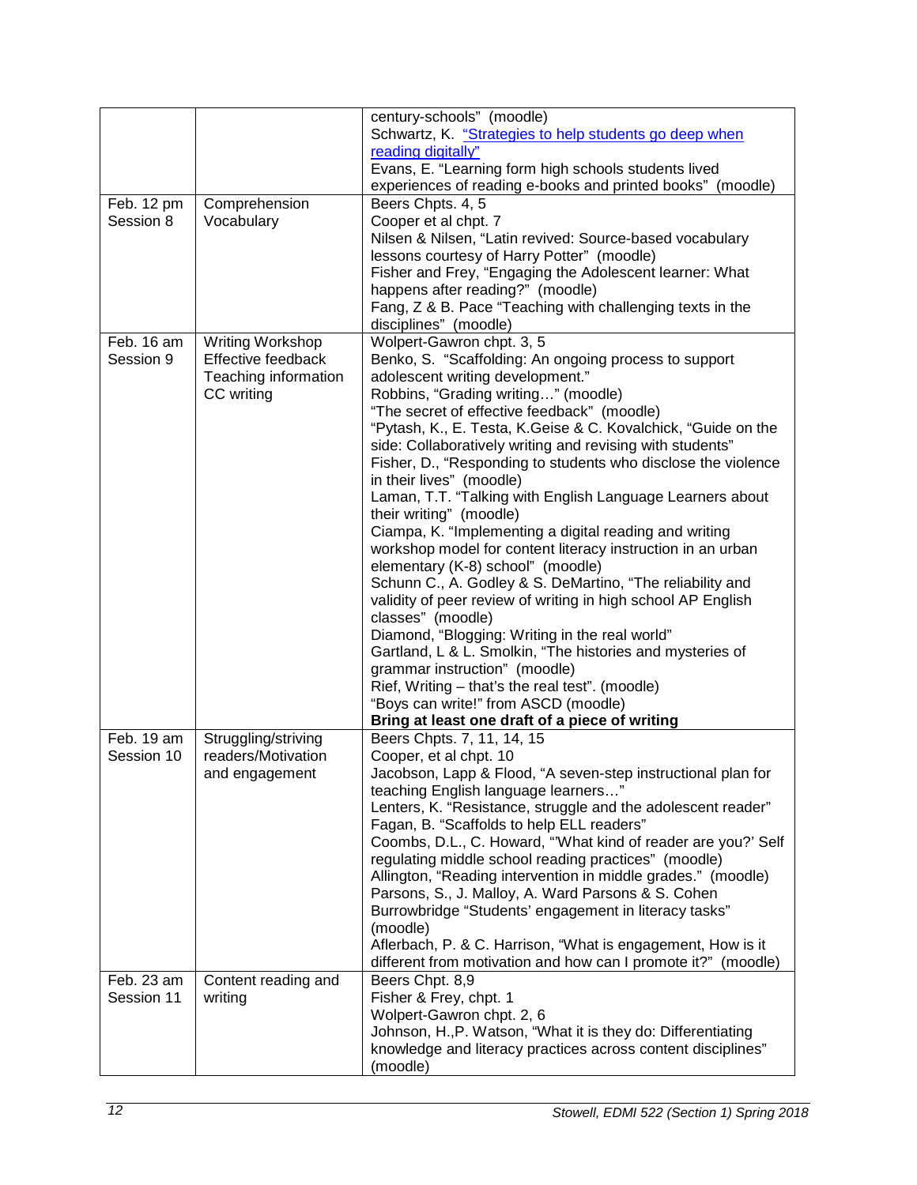| | | |
|---|---|---|
| | | century-schools" (moodle)<br>Schwartz, K. "Strategies to help students go deep when reading digitally"<br>Evans, E. "Learning form high schools students lived experiences of reading e-books and printed books" (moodle) |
| Feb. 12 pm<br>Session 8 | Comprehension<br>Vocabulary | Beers Chpts. 4, 5<br>Cooper et al chpt. 7<br>Nilsen & Nilsen, "Latin revived: Source-based vocabulary lessons courtesy of Harry Potter" (moodle)<br>Fisher and Frey, "Engaging the Adolescent learner: What happens after reading?" (moodle)<br>Fang, Z & B. Pace "Teaching with challenging texts in the disciplines" (moodle) |
| Feb. 16 am<br>Session 9 | Writing Workshop<br>Effective feedback<br>Teaching information<br>CC writing | Wolpert-Gawron chpt. 3, 5<br>Benko, S. "Scaffolding: An ongoing process to support adolescent writing development."<br>Robbins, "Grading writing…" (moodle)<br>"The secret of effective feedback" (moodle)<br>"Pytash, K., E. Testa, K.Geise & C. Kovalchick, "Guide on the side: Collaboratively writing and revising with students"<br>Fisher, D., "Responding to students who disclose the violence in their lives" (moodle)<br>Laman, T.T. "Talking with English Language Learners about their writing" (moodle)<br>Ciampa, K. "Implementing a digital reading and writing workshop model for content literacy instruction in an urban elementary (K-8) school" (moodle)<br>Schunn C., A. Godley & S. DeMartino, "The reliability and validity of peer review of writing in high school AP English classes" (moodle)<br>Diamond, "Blogging: Writing in the real world"<br>Gartland, L & L. Smolkin, "The histories and mysteries of grammar instruction" (moodle)<br>Rief, Writing – that's the real test". (moodle)<br>"Boys can write!" from ASCD (moodle)<br>**Bring at least one draft of a piece of writing** |
| Feb. 19 am<br>Session 10 | Struggling/striving readers/Motivation and engagement | Beers Chpts. 7, 11, 14, 15<br>Cooper, et al chpt. 10<br>Jacobson, Lapp & Flood, "A seven-step instructional plan for teaching English language learners…"<br>Lenters, K. "Resistance, struggle and the adolescent reader"<br>Fagan, B. "Scaffolds to help ELL readers"<br>Coombs, D.L., C. Howard, "'What kind of reader are you?' Self regulating middle school reading practices" (moodle)<br>Allington, "Reading intervention in middle grades." (moodle)<br>Parsons, S., J. Malloy, A. Ward Parsons & S. Cohen Burrowbridge "Students' engagement in literacy tasks" (moodle)<br>Aflerbach, P. & C. Harrison, "What is engagement, How is it different from motivation and how can I promote it?" (moodle) |
| Feb. 23 am<br>Session 11 | Content reading and writing | Beers Chpt. 8,9<br>Fisher & Frey, chpt. 1<br>Wolpert-Gawron chpt. 2, 6<br>Johnson, H.,P. Watson, "What it is they do: Differentiating knowledge and literacy practices across content disciplines" (moodle) |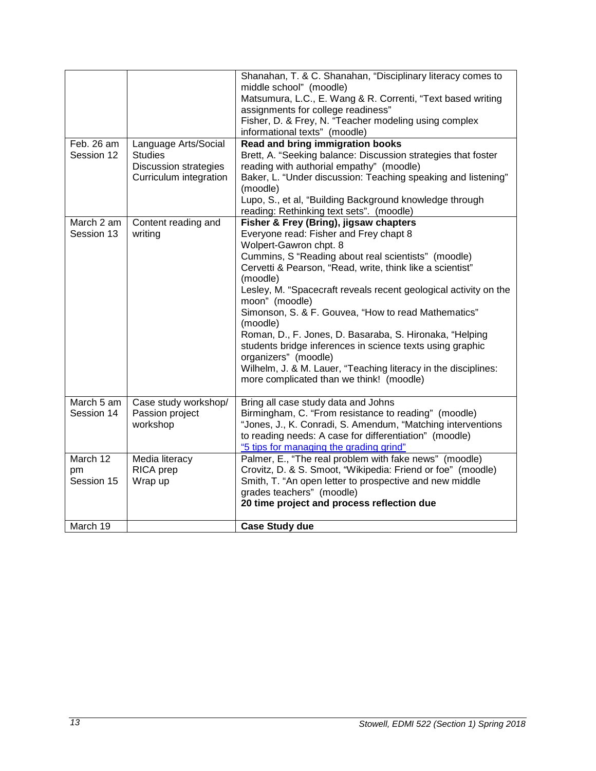| | | |
|---|---|---|
| | | Shanahan, T. & C. Shanahan, "Disciplinary literacy comes to middle school" (moodle)<br>Matsumura, L.C., E. Wang & R. Correnti, "Text based writing assignments for college readiness"<br>Fisher, D. & Frey, N. "Teacher modeling using complex informational texts" (moodle) |
| Feb. 26 am<br>Session 12 | Language Arts/Social Studies<br>Discussion strategies<br>Curriculum integration | **Read and bring immigration books**<br>Brett, A. "Seeking balance: Discussion strategies that foster reading with authorial empathy" (moodle)<br>Baker, L. "Under discussion: Teaching speaking and listening" (moodle)<br>Lupo, S., et al, "Building Background knowledge through reading: Rethinking text sets". (moodle) |
| March 2 am<br>Session 13 | Content reading and writing | **Fisher & Frey (Bring), jigsaw chapters**<br>Everyone read: Fisher and Frey chapt 8<br>Wolpert-Gawron chpt. 8<br>Cummins, S "Reading about real scientists" (moodle)<br>Cervetti & Pearson, "Read, write, think like a scientist" (moodle)<br>Lesley, M. "Spacecraft reveals recent geological activity on the moon" (moodle)<br>Simonson, S. & F. Gouvea, "How to read Mathematics" (moodle)<br>Roman, D., F. Jones, D. Basaraba, S. Hironaka, "Helping students bridge inferences in science texts using graphic organizers" (moodle)<br>Wilhelm, J. & M. Lauer, "Teaching literacy in the disciplines: more complicated than we think! (moodle) |
| March 5 am<br>Session 14 | Case study workshop/ Passion project workshop | Bring all case study data and Johns<br>Birmingham, C. "From resistance to reading" (moodle)<br>"Jones, J., K. Conradi, S. Amendum, "Matching interventions to reading needs: A case for differentiation" (moodle)<br>"5 tips for managing the grading grind" |
| March 12 pm<br>Session 15 | Media literacy<br>RICA prep<br>Wrap up | Palmer, E., "The real problem with fake news" (moodle)<br>Crovitz, D. & S. Smoot, "Wikipedia: Friend or foe" (moodle)<br>Smith, T. "An open letter to prospective and new middle grades teachers" (moodle)<br>**20 time project and process reflection due** |
| March 19 | | **Case Study due** |